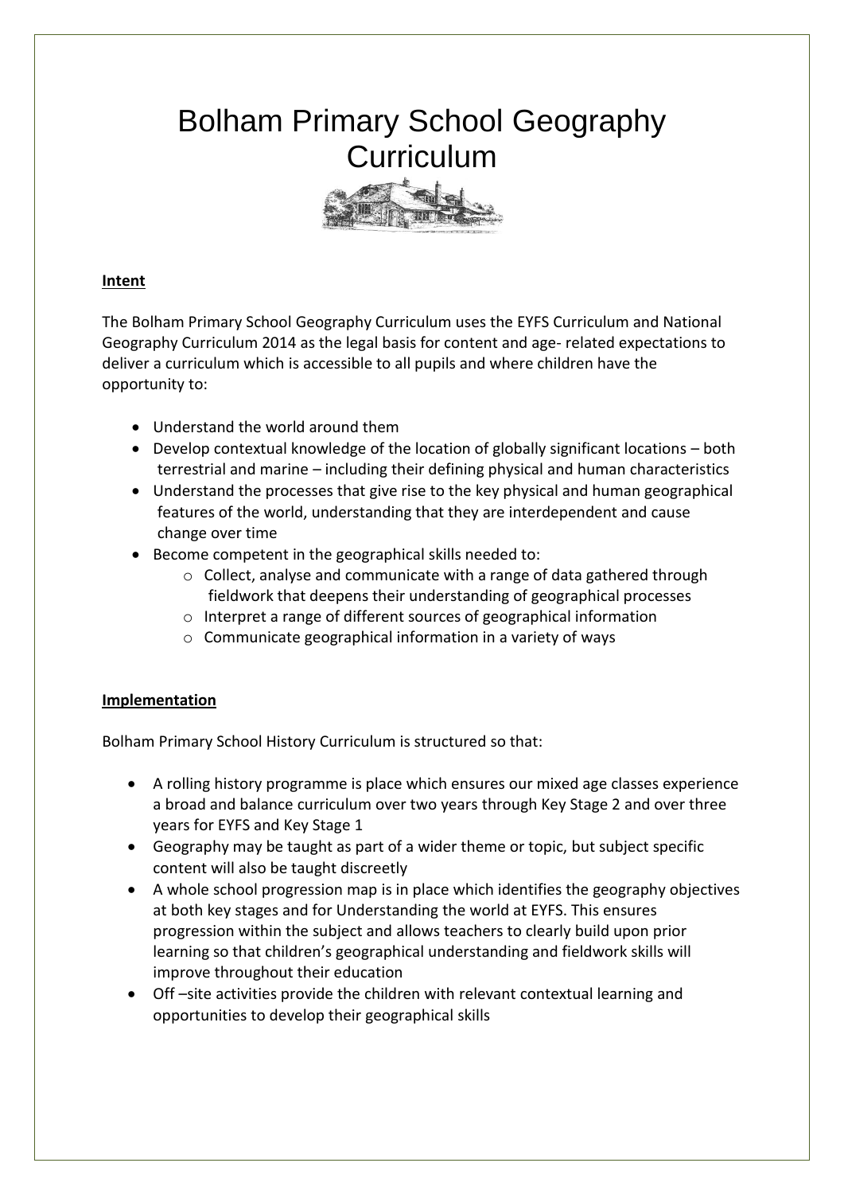# Bolham Primary School Geography Curriculum

**Intent**

The Bolham Primary School Geography Curriculum uses the EYFS Curriculum and National Geography Curriculum 2014 as the legal basis for content and age- related expectations to deliver a curriculum which is accessible to all pupils and where children have the opportunity to:

- Understand the world around them
- Develop contextual knowledge of the location of globally significant locations – both terrestrial and marine – including their defining physical and human characteristics
- Understand the processes that give rise to the key physical and human geographical features of the world, understanding that they are interdependent and cause change over time
- Become competent in the geographical skills needed to:
  - Collect, analyse and communicate with a range of data gathered through fieldwork that deepens their understanding of geographical processes
  - Interpret a range of different sources of geographical information
  - Communicate geographical information in a variety of ways

**Implementation**

Bolham Primary School History Curriculum is structured so that:

- A rolling history programme is place which ensures our mixed age classes experience a broad and balance curriculum over two years through Key Stage 2 and over three years for EYFS and Key Stage 1
- Geography may be taught as part of a wider theme or topic, but subject specific content will also be taught discreetly
- A whole school progression map is in place which identifies the geography objectives at both key stages and for Understanding the world at EYFS. This ensures progression within the subject and allows teachers to clearly build upon prior learning so that children's geographical understanding and fieldwork skills will improve throughout their education
- Off –site activities provide the children with relevant contextual learning and opportunities to develop their geographical skills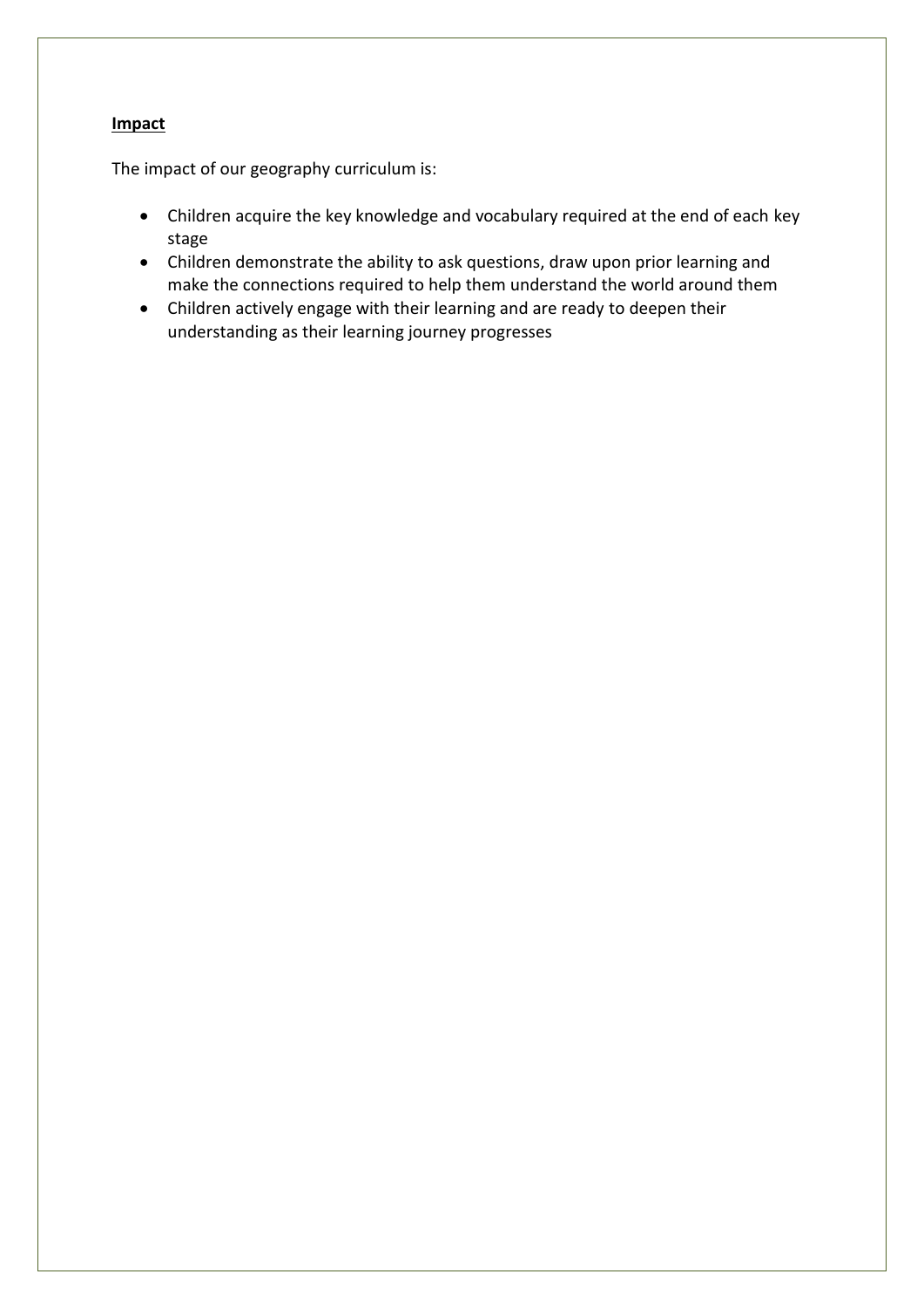**Impact**

The impact of our geography curriculum is:

- Children acquire the key knowledge and vocabulary required at the end of each key stage
- Children demonstrate the ability to ask questions, draw upon prior learning and make the connections required to help them understand the world around them
- Children actively engage with their learning and are ready to deepen their understanding as their learning journey progresses